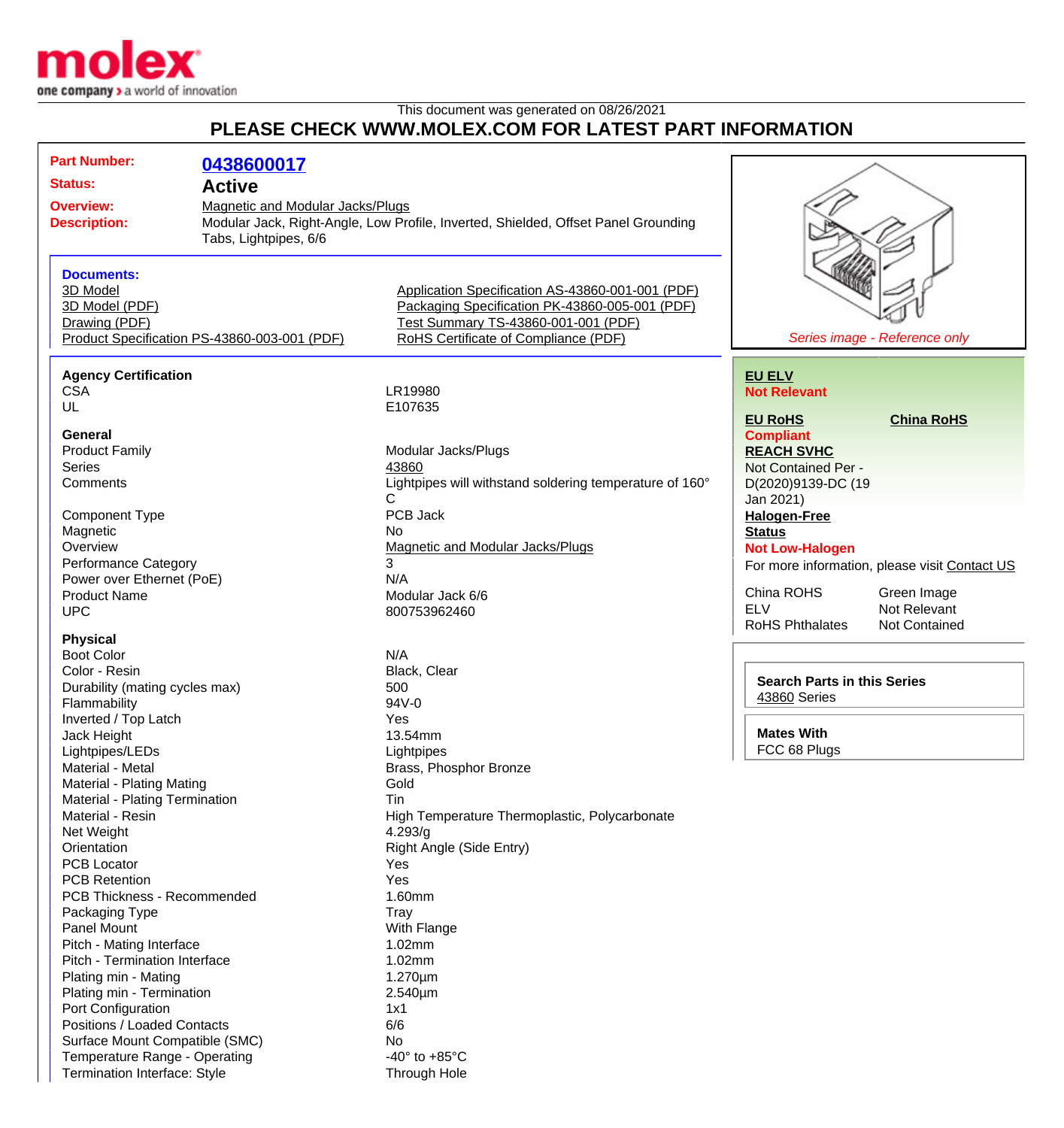molex

one company > a world of innovation

This document was generated on 08/26/2021

## PLEASE CHECK WWW.MOLEX.COM FOR LATEST PART INFORMATION

**Part Number:** 0438600017

**Status:** Active

**Overview:** Magnetic and Modular Jacks/Plugs

**Description:** Modular Jack, Right-Angle, Low Profile, Inverted, Shielded, Offset Panel Grounding Tabs, Lightpipes, 6/6

*Series image - Reference only*

### Documents:

- 3D Model
- 3D Model (PDF)
- Drawing (PDF)
- Product Specification PS-43860-003-001 (PDF)
- Application Specification AS-43860-001-001 (PDF)
- Packaging Specification PK-43860-005-001 (PDF)
- Test Summary TS-43860-001-001 (PDF)
- RoHS Certificate of Compliance (PDF)

**EU ELV**
Not Relevant

**EU RoHS**
Compliant

**China RoHS**

**REACH SVHC**
Not Contained Per - D(2020)9139-DC (19 Jan 2021)

**Halogen-Free Status**
Not Low-Halogen

For more information, please visit Contact US

| | |
|---|---|
| China ROHS | Green Image |
| ELV | Not Relevant |
| RoHS Phthalates | Not Contained |

**Search Parts in this Series**
43860 Series

**Mates With**
FCC 68 Plugs

### Agency Certification

| | |
|---|---|
| CSA | LR19980 |
| UL | E107635 |

### General

| | |
|---|---|
| Product Family | Modular Jacks/Plugs |
| Series | 43860 |
| Comments | Lightpipes will withstand soldering temperature of 160° C |
| Component Type | PCB Jack |
| Magnetic | No |
| Overview | Magnetic and Modular Jacks/Plugs |
| Performance Category | 3 |
| Power over Ethernet (PoE) | N/A |
| Product Name | Modular Jack 6/6 |
| UPC | 800753962460 |

### Physical

| | |
|---|---|
| Boot Color | N/A |
| Color - Resin | Black, Clear |
| Durability (mating cycles max) | 500 |
| Flammability | 94V-0 |
| Inverted / Top Latch | Yes |
| Jack Height | 13.54mm |
| Lightpipes/LEDs | Lightpipes |
| Material - Metal | Brass, Phosphor Bronze |
| Material - Plating Mating | Gold |
| Material - Plating Termination | Tin |
| Material - Resin | High Temperature Thermoplastic, Polycarbonate |
| Net Weight | 4.293/g |
| Orientation | Right Angle (Side Entry) |
| PCB Locator | Yes |
| PCB Retention | Yes |
| PCB Thickness - Recommended | 1.60mm |
| Packaging Type | Tray |
| Panel Mount | With Flange |
| Pitch - Mating Interface | 1.02mm |
| Pitch - Termination Interface | 1.02mm |
| Plating min - Mating | 1.270µm |
| Plating min - Termination | 2.540µm |
| Port Configuration | 1x1 |
| Positions / Loaded Contacts | 6/6 |
| Surface Mount Compatible (SMC) | No |
| Temperature Range - Operating | -40° to +85°C |
| Termination Interface: Style | Through Hole |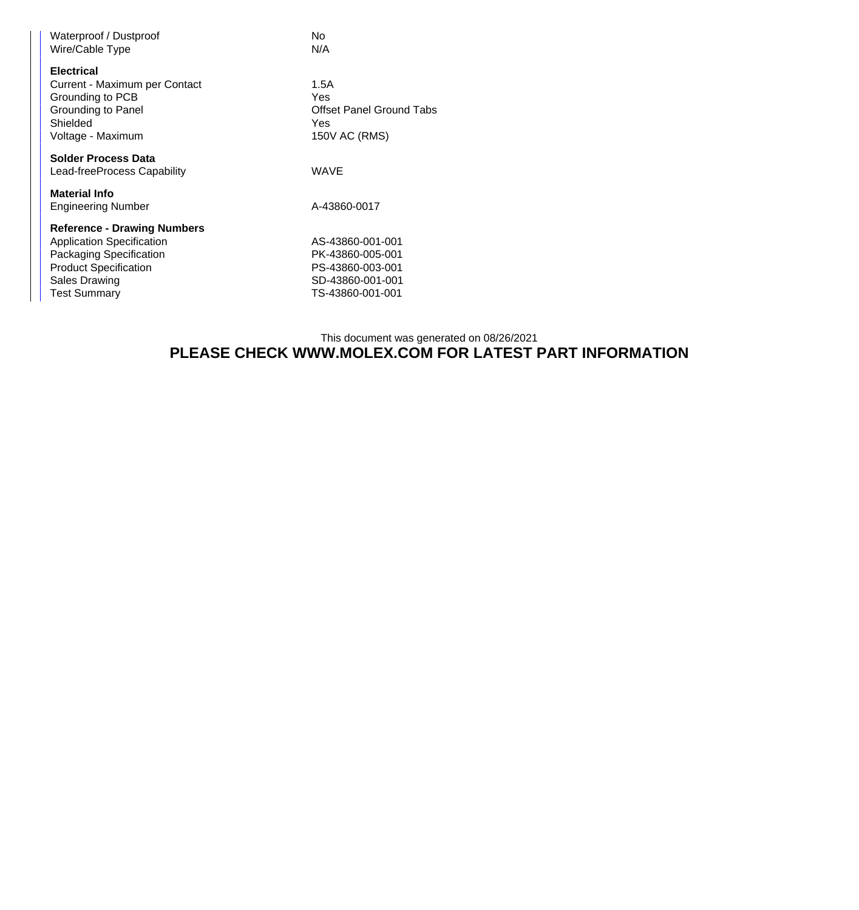| | |
|---|---|
| Waterproof / Dustproof | No |
| Wire/Cable Type | N/A |

**Electrical**

| | |
|---|---|
| Current - Maximum per Contact | 1.5A |
| Grounding to PCB | Yes |
| Grounding to Panel | Offset Panel Ground Tabs |
| Shielded | Yes |
| Voltage - Maximum | 150V AC (RMS) |

**Solder Process Data**

| | |
|---|---|
| Lead-freeProcess Capability | WAVE |

**Material Info**

| | |
|---|---|
| Engineering Number | A-43860-0017 |

**Reference - Drawing Numbers**

| | |
|---|---|
| Application Specification | AS-43860-001-001 |
| Packaging Specification | PK-43860-005-001 |
| Product Specification | PS-43860-003-001 |
| Sales Drawing | SD-43860-001-001 |
| Test Summary | TS-43860-001-001 |

This document was generated on 08/26/2021

**PLEASE CHECK WWW.MOLEX.COM FOR LATEST PART INFORMATION**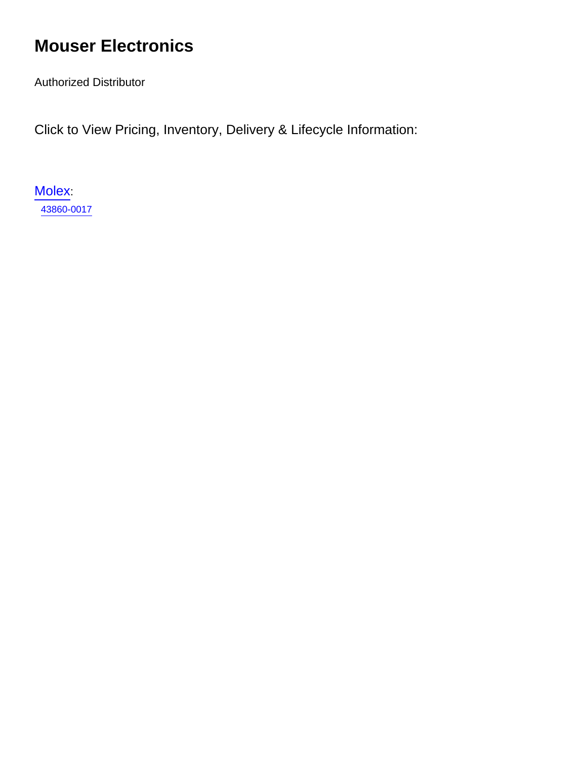# Mouser Electronics

Authorized Distributor

Click to View Pricing, Inventory, Delivery & Lifecycle Information:

Molex:

43860-0017